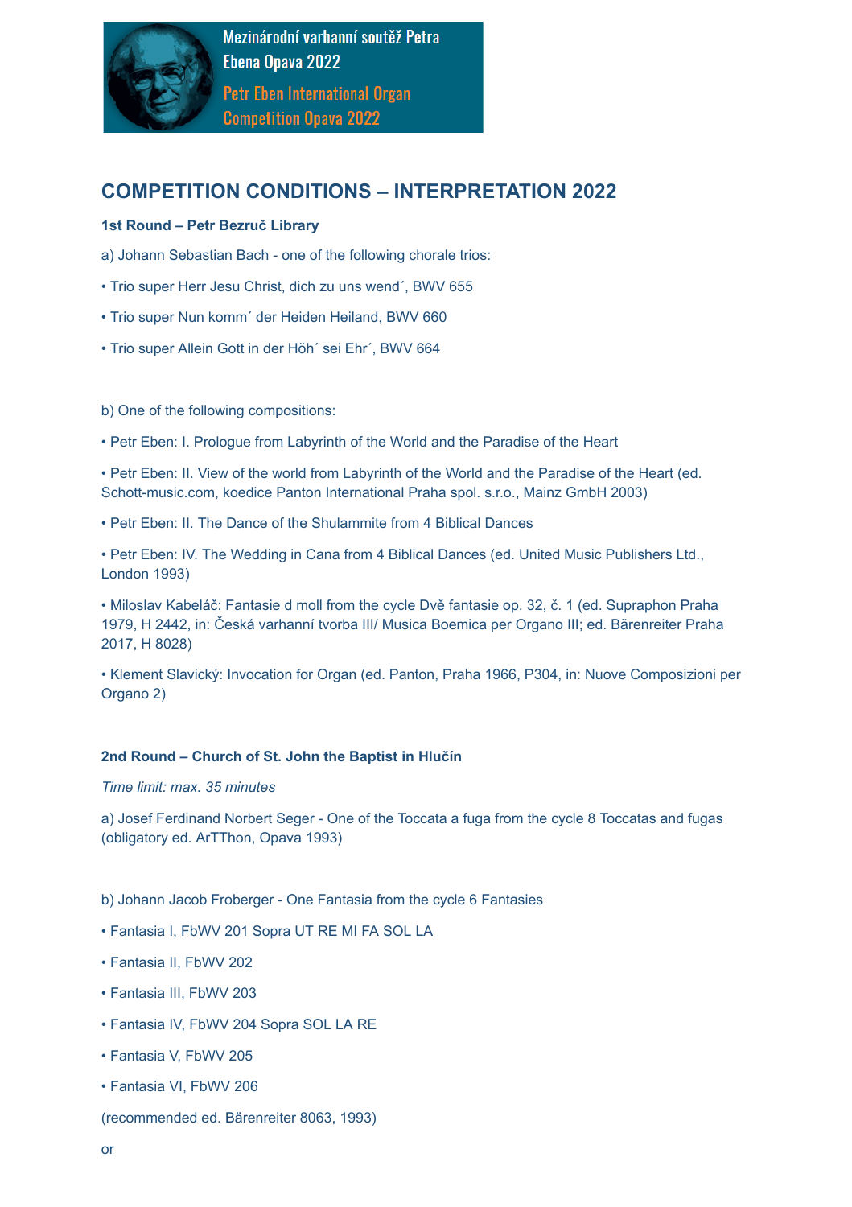Mezinárodní varhanní soutěž Petra Ebena Opava 2022

Petr Eben International Organ Competition Opava 2022

## COMPETITION CONDITIONS – INTERPRETATION 2022

**1st Round – Petr Bezruč Library**

a) Johann Sebastian Bach - one of the following chorale trios:

- Trio super Herr Jesu Christ, dich zu uns wend´, BWV 655
- Trio super Nun komm´ der Heiden Heiland, BWV 660
- Trio super Allein Gott in der Höh´ sei Ehr´, BWV 664

b) One of the following compositions:

- Petr Eben: I. Prologue from Labyrinth of the World and the Paradise of the Heart
- Petr Eben: II. View of the world from Labyrinth of the World and the Paradise of the Heart (ed. Schott-music.com, koedice Panton International Praha spol. s.r.o., Mainz GmbH 2003)
- Petr Eben: II. The Dance of the Shulammite from 4 Biblical Dances
- Petr Eben: IV. The Wedding in Cana from 4 Biblical Dances (ed. United Music Publishers Ltd., London 1993)
- Miloslav Kabeláč: Fantasie d moll from the cycle Dvě fantasie op. 32, č. 1 (ed. Supraphon Praha 1979, H 2442, in: Česká varhanní tvorba III/ Musica Boemica per Organo III; ed. Bärenreiter Praha 2017, H 8028)
- Klement Slavický: Invocation for Organ (ed. Panton, Praha 1966, P304, in: Nuove Composizioni per Organo 2)

**2nd Round – Church of St. John the Baptist in Hlučín**

*Time limit: max. 35 minutes*

a) Josef Ferdinand Norbert Seger - One of the Toccata a fuga from the cycle 8 Toccatas and fugas (obligatory ed. ArTThon, Opava 1993)

b) Johann Jacob Froberger - One Fantasia from the cycle 6 Fantasies

- Fantasia I, FbWV 201 Sopra UT RE MI FA SOL LA
- Fantasia II, FbWV 202
- Fantasia III, FbWV 203
- Fantasia IV, FbWV 204 Sopra SOL LA RE
- Fantasia V, FbWV 205
- Fantasia VI, FbWV 206

(recommended ed. Bärenreiter 8063, 1993)

or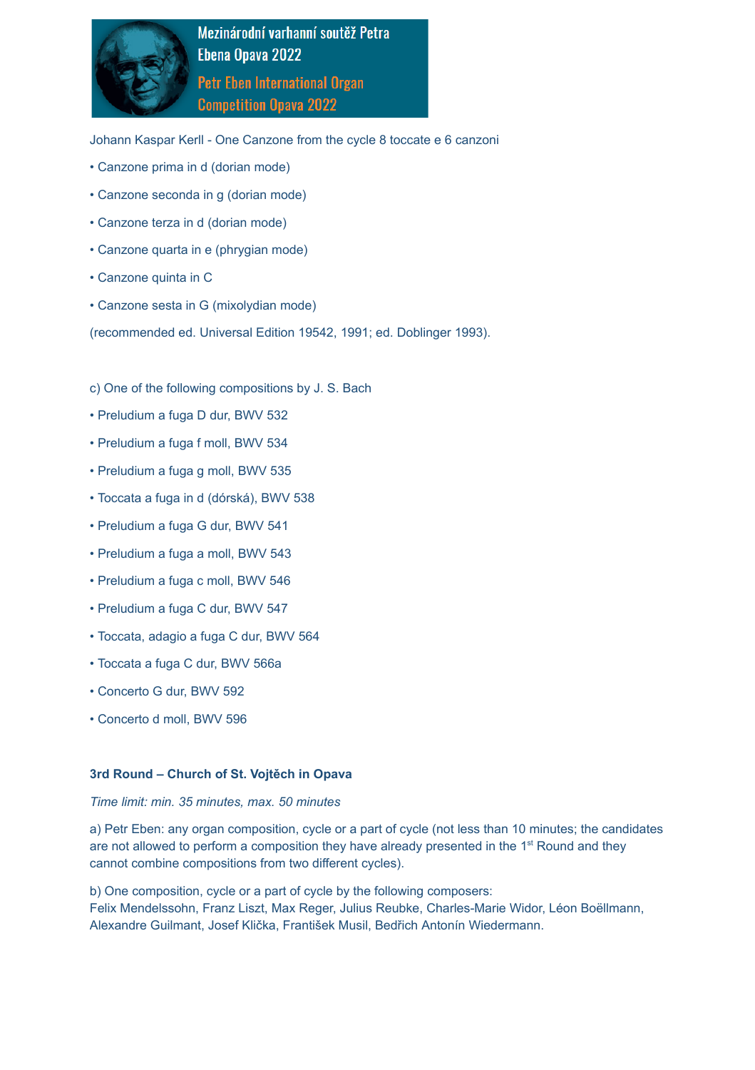Johann Kaspar Kerll - One Canzone from the cycle 8 toccate e 6 canzoni

- Canzone prima in d (dorian mode)
- Canzone seconda in g (dorian mode)
- Canzone terza in d (dorian mode)
- Canzone quarta in e (phrygian mode)
- Canzone quinta in C
- Canzone sesta in G (mixolydian mode)

(recommended ed. Universal Edition 19542, 1991; ed. Doblinger 1993).

c) One of the following compositions by J. S. Bach

- Preludium a fuga D dur, BWV 532
- Preludium a fuga f moll, BWV 534
- Preludium a fuga g moll, BWV 535
- Toccata a fuga in d (dórská), BWV 538
- Preludium a fuga G dur, BWV 541
- Preludium a fuga a moll, BWV 543
- Preludium a fuga c moll, BWV 546
- Preludium a fuga C dur, BWV 547
- Toccata, adagio a fuga C dur, BWV 564
- Toccata a fuga C dur, BWV 566a
- Concerto G dur, BWV 592
- Concerto d moll, BWV 596

**3rd Round – Church of St. Vojtěch in Opava**

*Time limit: min. 35 minutes, max. 50 minutes*

a) Petr Eben: any organ composition, cycle or a part of cycle (not less than 10 minutes; the candidates are not allowed to perform a composition they have already presented in the 1st Round and they cannot combine compositions from two different cycles).

b) One composition, cycle or a part of cycle by the following composers:
Felix Mendelssohn, Franz Liszt, Max Reger, Julius Reubke, Charles-Marie Widor, Léon Boëllmann, Alexandre Guilmant, Josef Klička, František Musil, Bedřich Antonín Wiedermann.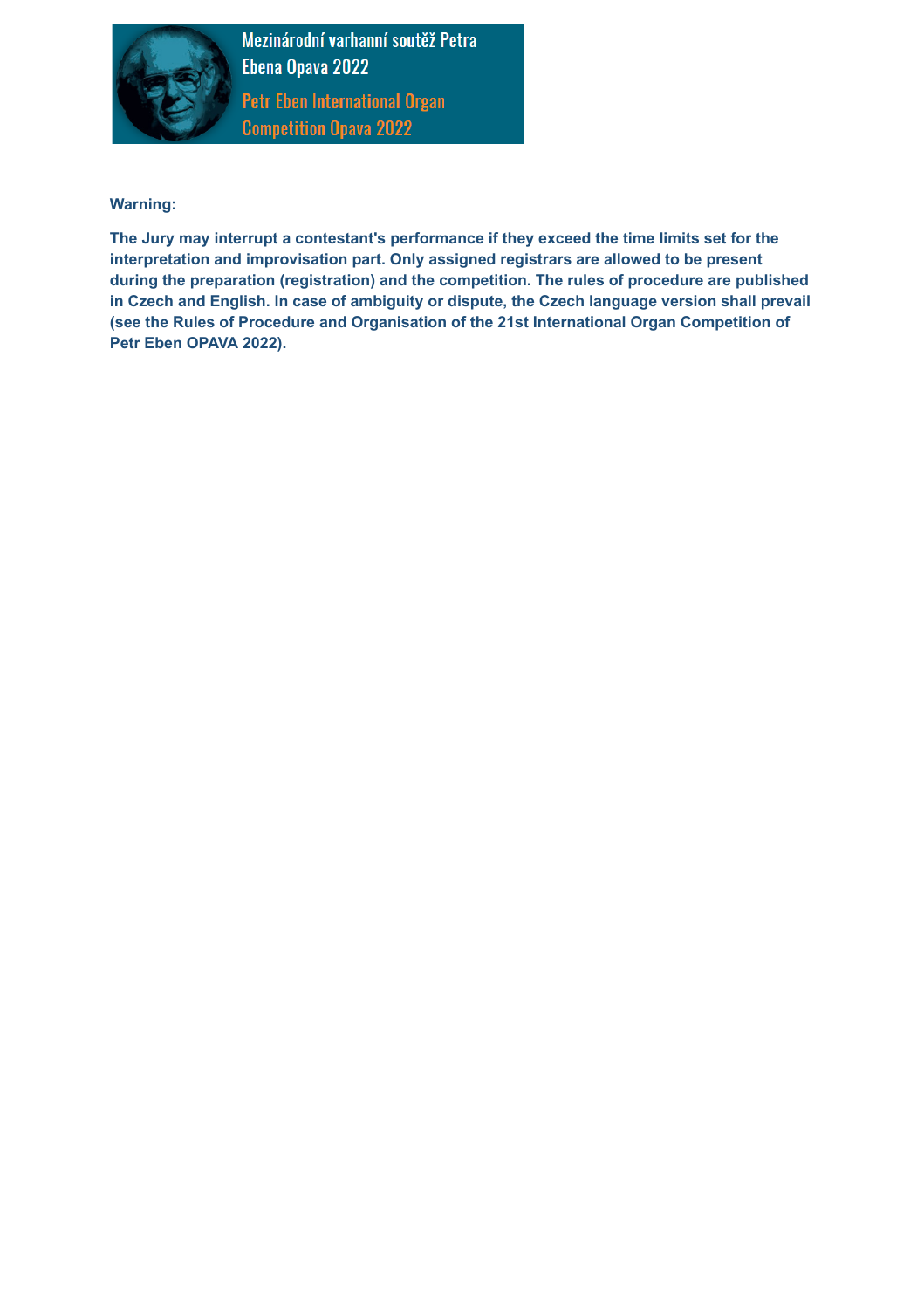**Warning:**

**The Jury may interrupt a contestant's performance if they exceed the time limits set for the interpretation and improvisation part. Only assigned registrars are allowed to be present during the preparation (registration) and the competition. The rules of procedure are published in Czech and English. In case of ambiguity or dispute, the Czech language version shall prevail (see the Rules of Procedure and Organisation of the 21st International Organ Competition of Petr Eben OPAVA 2022).**